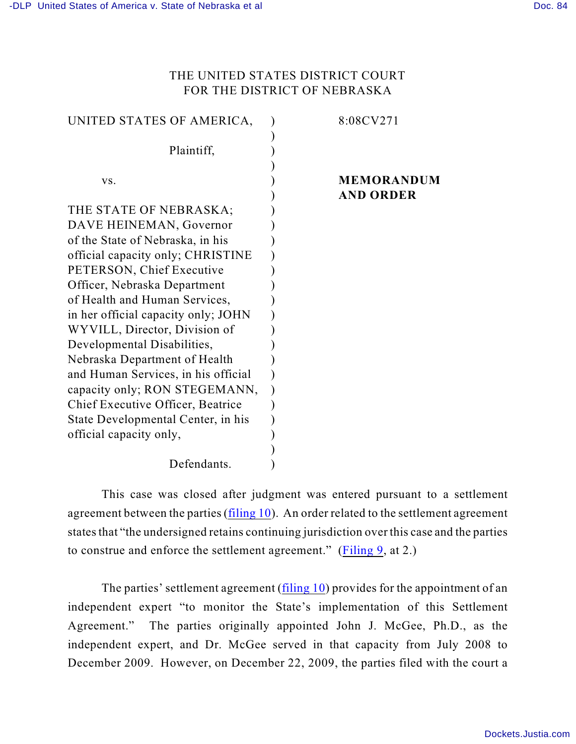THE UNITED STATES DISTRICT COURT
FOR THE DISTRICT OF NEBRASKA

| | | |
|---|---|---|
| UNITED STATES OF AMERICA, Plaintiff, | ) | 8:08CV271 |
| vs. | ) | **MEMORANDUM AND ORDER** |
| THE STATE OF NEBRASKA; DAVE HEINEMAN, Governor of the State of Nebraska, in his official capacity only; CHRISTINE PETERSON, Chief Executive Officer, Nebraska Department of Health and Human Services, in her official capacity only; JOHN WYVILL, Director, Division of Developmental Disabilities, Nebraska Department of Health and Human Services, in his official capacity only; RON STEGEMANN, Chief Executive Officer, Beatrice State Developmental Center, in his official capacity only, Defendants. | ) | |

This case was closed after judgment was entered pursuant to a settlement agreement between the parties (filing 10). An order related to the settlement agreement states that "the undersigned retains continuing jurisdiction over this case and the parties to construe and enforce the settlement agreement." (Filing 9, at 2.)

The parties' settlement agreement (filing 10) provides for the appointment of an independent expert "to monitor the State's implementation of this Settlement Agreement." The parties originally appointed John J. McGee, Ph.D., as the independent expert, and Dr. McGee served in that capacity from July 2008 to December 2009. However, on December 22, 2009, the parties filed with the court a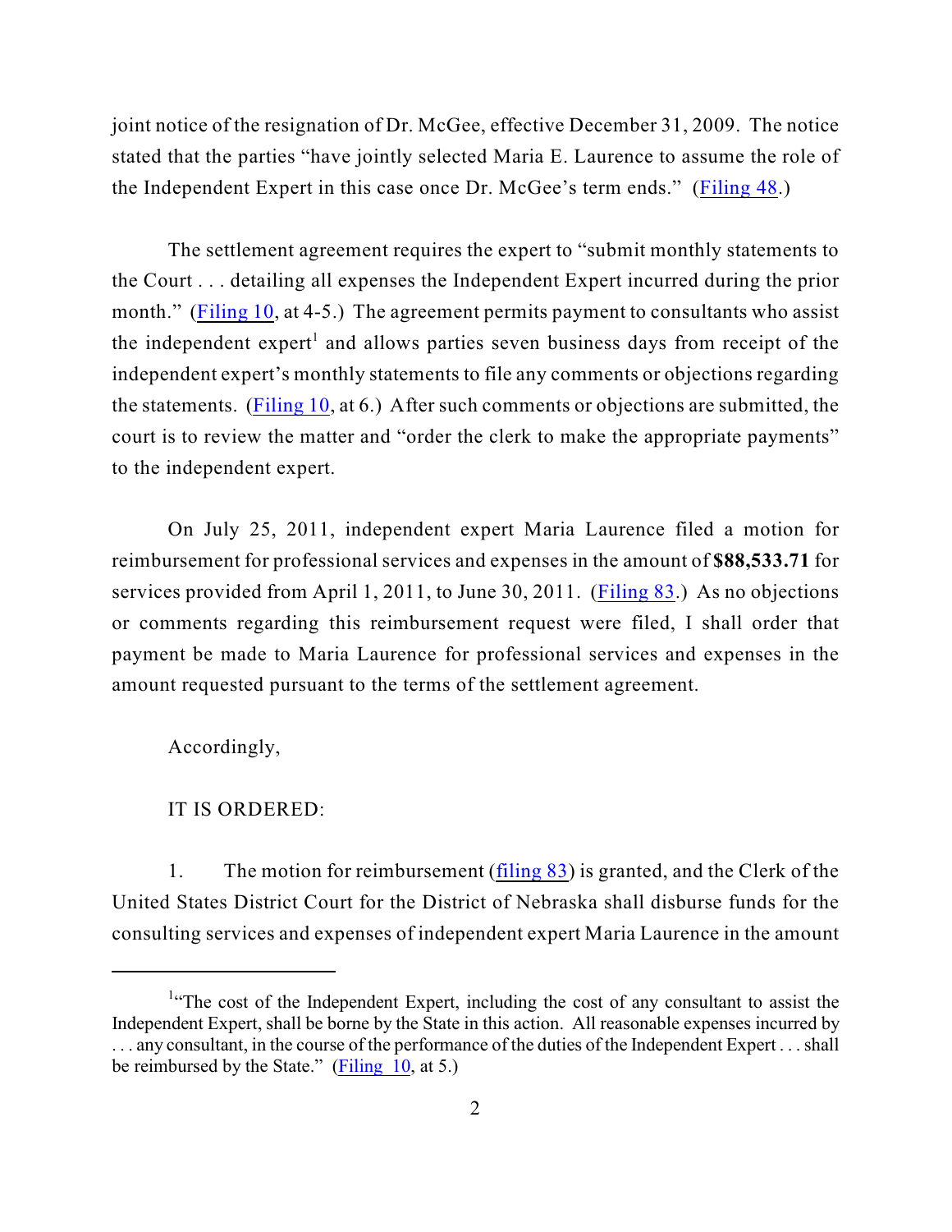joint notice of the resignation of Dr. McGee, effective December 31, 2009. The notice stated that the parties "have jointly selected Maria E. Laurence to assume the role of the Independent Expert in this case once Dr. McGee's term ends." (Filing 48.)

The settlement agreement requires the expert to "submit monthly statements to the Court . . . detailing all expenses the Independent Expert incurred during the prior month." (Filing 10, at 4-5.) The agreement permits payment to consultants who assist the independent expert[1] and allows parties seven business days from receipt of the independent expert's monthly statements to file any comments or objections regarding the statements. (Filing 10, at 6.) After such comments or objections are submitted, the court is to review the matter and "order the clerk to make the appropriate payments" to the independent expert.

On July 25, 2011, independent expert Maria Laurence filed a motion for reimbursement for professional services and expenses in the amount of **$88,533.71** for services provided from April 1, 2011, to June 30, 2011. (Filing 83.) As no objections or comments regarding this reimbursement request were filed, I shall order that payment be made to Maria Laurence for professional services and expenses in the amount requested pursuant to the terms of the settlement agreement.

Accordingly,

IT IS ORDERED:

1. The motion for reimbursement (filing 83) is granted, and the Clerk of the United States District Court for the District of Nebraska shall disburse funds for the consulting services and expenses of independent expert Maria Laurence in the amount

---

[1] "The cost of the Independent Expert, including the cost of any consultant to assist the Independent Expert, shall be borne by the State in this action. All reasonable expenses incurred by . . . any consultant, in the course of the performance of the duties of the Independent Expert . . . shall be reimbursed by the State." (Filing 10, at 5.)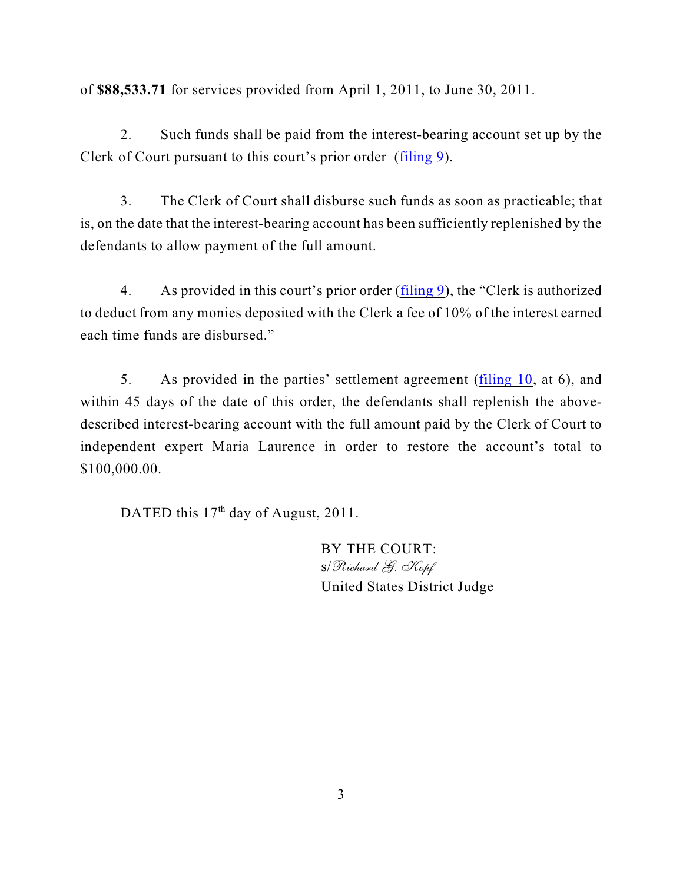of **$88,533.71** for services provided from April 1, 2011, to June 30, 2011.

2. Such funds shall be paid from the interest-bearing account set up by the Clerk of Court pursuant to this court's prior order (filing 9).

3. The Clerk of Court shall disburse such funds as soon as practicable; that is, on the date that the interest-bearing account has been sufficiently replenished by the defendants to allow payment of the full amount.

4. As provided in this court's prior order (filing 9), the "Clerk is authorized to deduct from any monies deposited with the Clerk a fee of 10% of the interest earned each time funds are disbursed."

5. As provided in the parties' settlement agreement (filing 10, at 6), and within 45 days of the date of this order, the defendants shall replenish the above-described interest-bearing account with the full amount paid by the Clerk of Court to independent expert Maria Laurence in order to restore the account's total to $100,000.00.

DATED this 17th day of August, 2011.

BY THE COURT:
s/*Richard G. Kopf*
United States District Judge